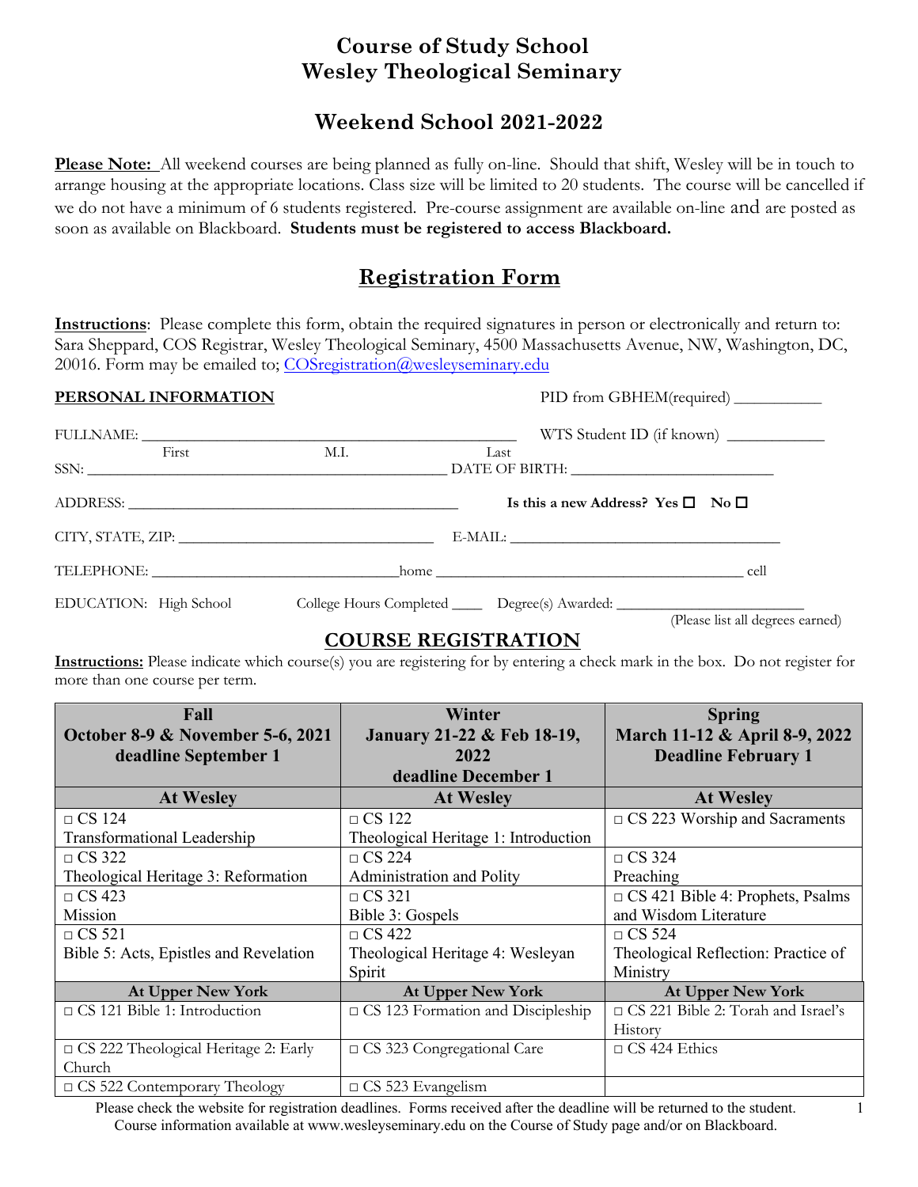# Course of Study School
# Wesley Theological Seminary

## Weekend School 2021-2022

**Please Note:** All weekend courses are being planned as fully on-line. Should that shift, Wesley will be in touch to arrange housing at the appropriate locations. Class size will be limited to 20 students. The course will be cancelled if we do not have a minimum of 6 students registered. Pre-course assignment are available on-line and are posted as soon as available on Blackboard. **Students must be registered to access Blackboard.**

## Registration Form

**Instructions**: Please complete this form, obtain the required signatures in person or electronically and return to: Sara Sheppard, COS Registrar, Wesley Theological Seminary, 4500 Massachusetts Avenue, NW, Washington, DC, 20016. Form may be emailed to; COSregistration@wesleyseminary.edu

**PERSONAL INFORMATION** PID from GBHEM(required) ___________

FULLNAME: ________________________________________________ WTS Student ID (if known) ____________
First M.I. Last

SSN: _______________________________________________ DATE OF BIRTH: __________________________

ADDRESS: ____________________________________________ **Is this a new Address? Yes ☐ No ☐**

CITY, STATE, ZIP: _________________________________ E-MAIL: ___________________________________

TELEPHONE: ________________________________home _________________________________________ cell

EDUCATION: High School College Hours Completed ____ Degree(s) Awarded: _________________________
(Please list all degrees earned)

## COURSE REGISTRATION

**Instructions:** Please indicate which course(s) you are registering for by entering a check mark in the box. Do not register for more than one course per term.

| Fall<br>October 8-9 & November 5-6, 2021<br>deadline September 1 | Winter<br>January 21-22 & Feb 18-19, 2022<br>deadline December 1 | Spring<br>March 11-12 & April 8-9, 2022<br>Deadline February 1 |
|---|---|---|
| **At Wesley** | **At Wesley** | **At Wesley** |
| □ CS 124<br>Transformational Leadership | □ CS 122<br>Theological Heritage 1: Introduction | □ CS 223 Worship and Sacraments |
| □ CS 322<br>Theological Heritage 3: Reformation | □ CS 224<br>Administration and Polity | □ CS 324<br>Preaching |
| □ CS 423<br>Mission | □ CS 321<br>Bible 3: Gospels | □ CS 421 Bible 4: Prophets, Psalms and Wisdom Literature |
| □ CS 521<br>Bible 5: Acts, Epistles and Revelation | □ CS 422<br>Theological Heritage 4: Wesleyan Spirit | □ CS 524<br>Theological Reflection: Practice of Ministry |
| **At Upper New York** | **At Upper New York** | **At Upper New York** |
| □ CS 121 Bible 1: Introduction | □ CS 123 Formation and Discipleship | □ CS 221 Bible 2: Torah and Israel's History |
| □ CS 222 Theological Heritage 2: Early Church | □ CS 323 Congregational Care | □ CS 424 Ethics |
| □ CS 522 Contemporary Theology | □ CS 523 Evangelism | |

Please check the website for registration deadlines. Forms received after the deadline will be returned to the student.
Course information available at www.wesleyseminary.edu on the Course of Study page and/or on Blackboard.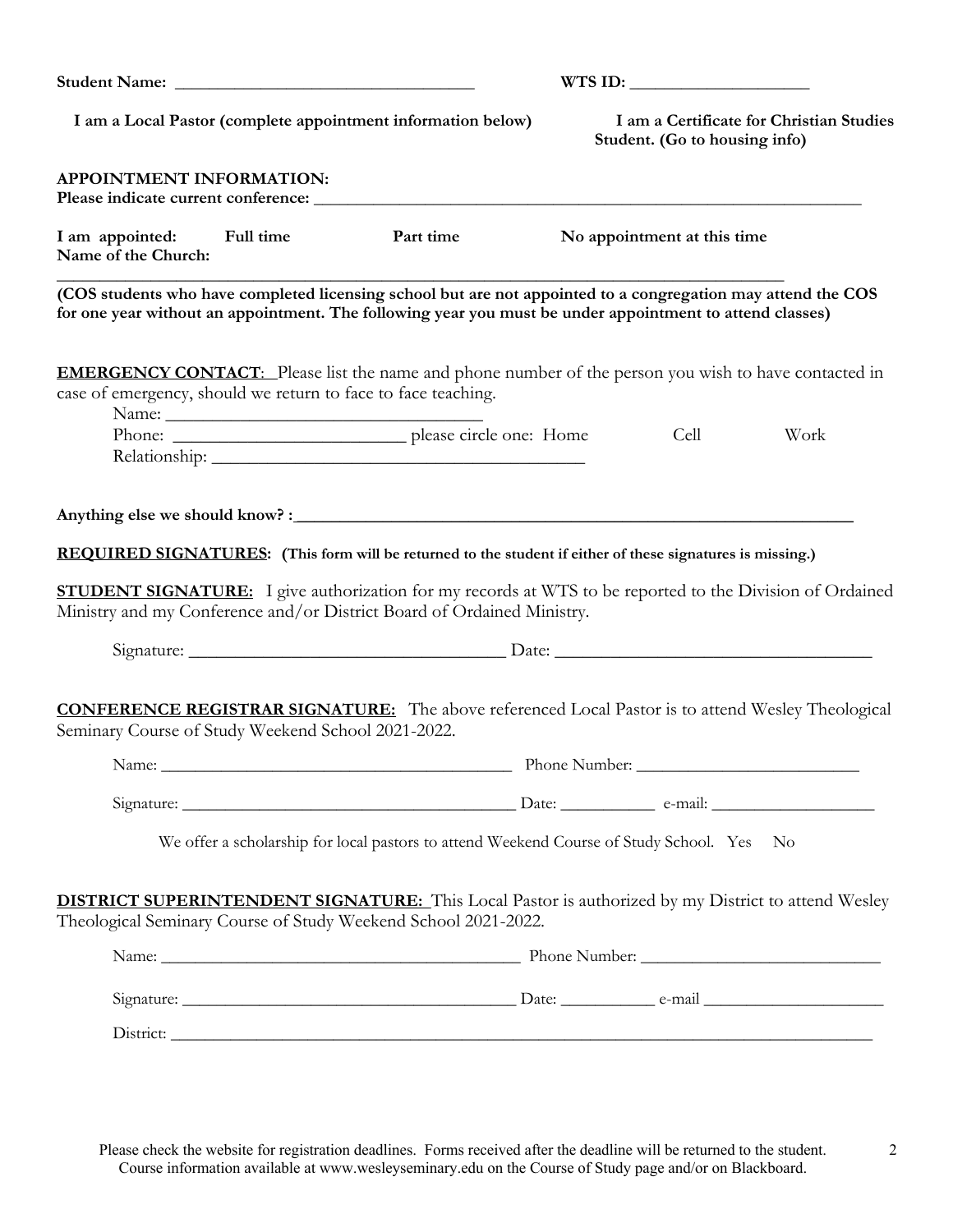**Student Name:** ___________________________________ **WTS ID:** ____________________

**I am a Local Pastor (complete appointment information below)** **I am a Certificate for Christian Studies Student. (Go to housing info)**

**APPOINTMENT INFORMATION:**
**Please indicate current conference:** ____________________________________________________________________

**I am appointed:** **Full time** **Part time** **No appointment at this time**
**Name of the Church:**
_____________________________________________________________________________________

**(COS students who have completed licensing school but are not appointed to a congregation may attend the COS for one year without an appointment. The following year you must be under appointment to attend classes)**

**EMERGENCY CONTACT**: Please list the name and phone number of the person you wish to have contacted in case of emergency, should we return to face to face teaching.

Name: ___________________________________
Phone: __________________________ please circle one: Home Cell Work
Relationship: __________________________________________

**Anything else we should know? :**____________________________________________________________________

**REQUIRED SIGNATURES**: **(This form will be returned to the student if either of these signatures is missing.)**

**STUDENT SIGNATURE:** I give authorization for my records at WTS to be reported to the Division of Ordained Ministry and my Conference and/or District Board of Ordained Ministry.

Signature: ____________________________________ Date: ____________________________________

**CONFERENCE REGISTRAR SIGNATURE:** The above referenced Local Pastor is to attend Wesley Theological Seminary Course of Study Weekend School 2021-2022.

Name: ___________________________________________ Phone Number: ___________________________

Signature: _______________________________________ Date: ___________ e-mail: ___________________

We offer a scholarship for local pastors to attend Weekend Course of Study School. Yes No

**DISTRICT SUPERINTENDENT SIGNATURE:** This Local Pastor is authorized by my District to attend Wesley Theological Seminary Course of Study Weekend School 2021-2022.

Name: ___________________________________________ Phone Number: ____________________________

Signature: _______________________________________ Date: ___________ e-mail ______________________

District: _______________________________________________________________________________________

Please check the website for registration deadlines. Forms received after the deadline will be returned to the student. Course information available at www.wesleyseminary.edu on the Course of Study page and/or on Blackboard.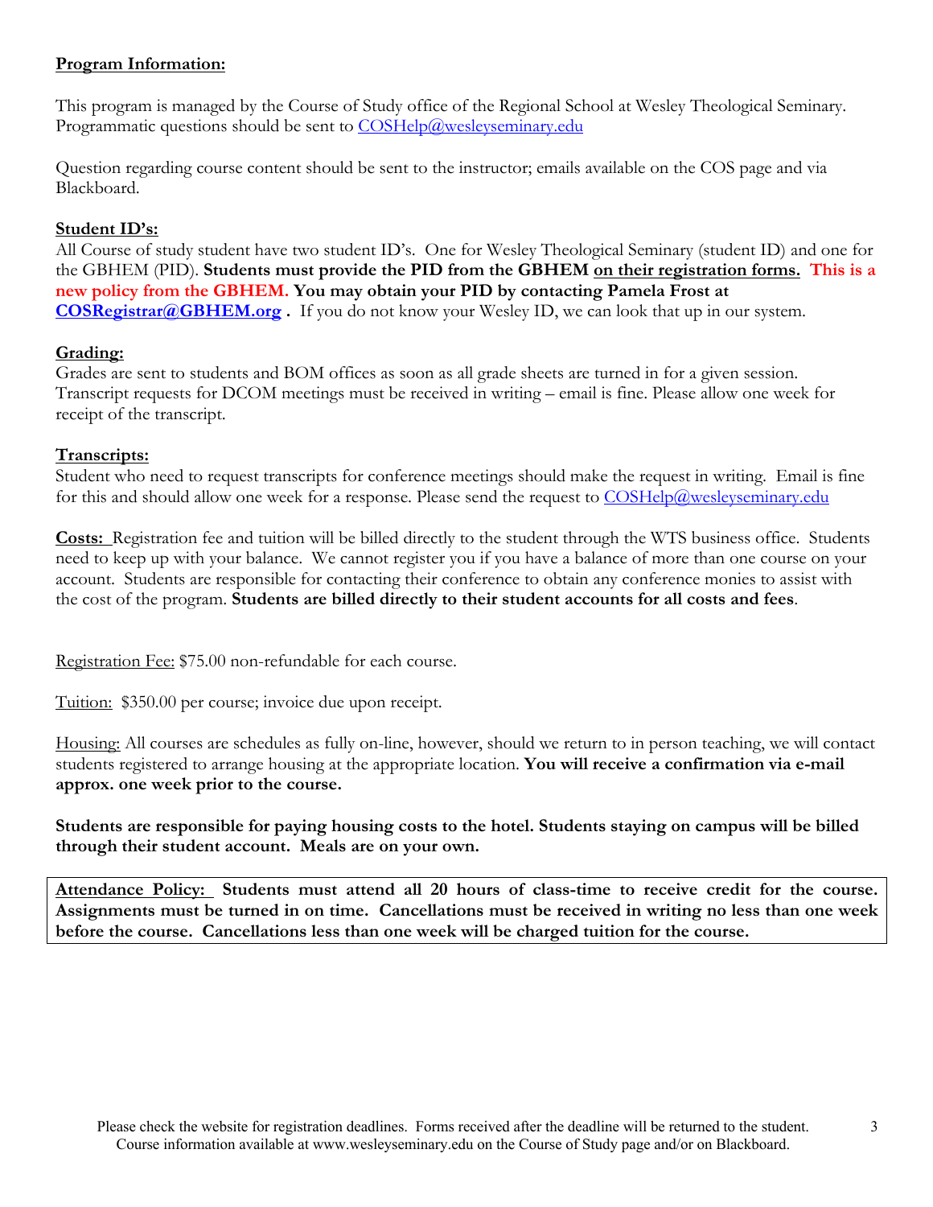**Program Information:**

This program is managed by the Course of Study office of the Regional School at Wesley Theological Seminary. Programmatic questions should be sent to COSHelp@wesleyseminary.edu

Question regarding course content should be sent to the instructor; emails available on the COS page and via Blackboard.

**Student ID's:**
All Course of study student have two student ID's. One for Wesley Theological Seminary (student ID) and one for the GBHEM (PID). **Students must provide the PID from the GBHEM on their registration forms. This is a new policy from the GBHEM. You may obtain your PID by contacting Pamela Frost at COSRegistrar@GBHEM.org .** If you do not know your Wesley ID, we can look that up in our system.

**Grading:**
Grades are sent to students and BOM offices as soon as all grade sheets are turned in for a given session. Transcript requests for DCOM meetings must be received in writing – email is fine. Please allow one week for receipt of the transcript.

**Transcripts:**
Student who need to request transcripts for conference meetings should make the request in writing. Email is fine for this and should allow one week for a response. Please send the request to COSHelp@wesleyseminary.edu

**Costs:** Registration fee and tuition will be billed directly to the student through the WTS business office. Students need to keep up with your balance. We cannot register you if you have a balance of more than one course on your account. Students are responsible for contacting their conference to obtain any conference monies to assist with the cost of the program. **Students are billed directly to their student accounts for all costs and fees**.

Registration Fee: $75.00 non-refundable for each course.

Tuition: $350.00 per course; invoice due upon receipt.

Housing: All courses are schedules as fully on-line, however, should we return to in person teaching, we will contact students registered to arrange housing at the appropriate location. **You will receive a confirmation via e-mail approx. one week prior to the course.**

**Students are responsible for paying housing costs to the hotel. Students staying on campus will be billed through their student account. Meals are on your own.**

**Attendance Policy: Students must attend all 20 hours of class-time to receive credit for the course. Assignments must be turned in on time. Cancellations must be received in writing no less than one week before the course. Cancellations less than one week will be charged tuition for the course.**

Please check the website for registration deadlines. Forms received after the deadline will be returned to the student.
Course information available at www.wesleyseminary.edu on the Course of Study page and/or on Blackboard.